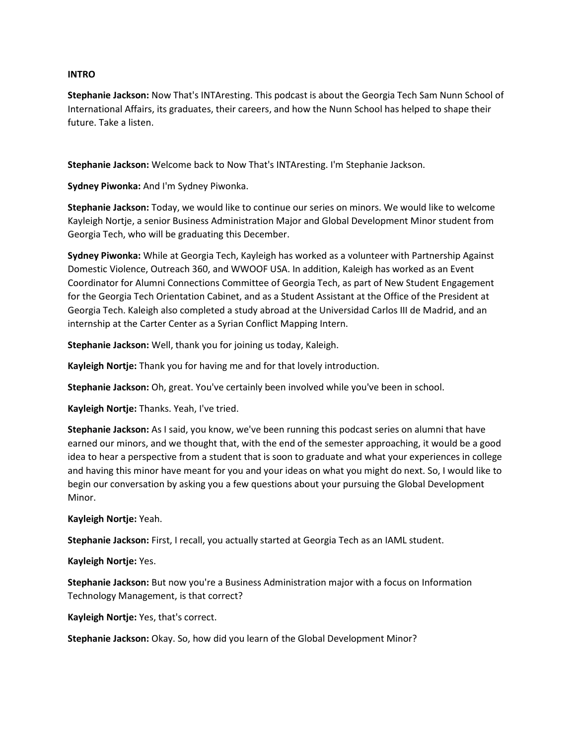**INTRO**

**Stephanie Jackson:** Now That's INTAresting. This podcast is about the Georgia Tech Sam Nunn School of International Affairs, its graduates, their careers, and how the Nunn School has helped to shape their future. Take a listen.

**Stephanie Jackson:** Welcome back to Now That's INTAresting. I'm Stephanie Jackson.

**Sydney Piwonka:** And I'm Sydney Piwonka.

**Stephanie Jackson:** Today, we would like to continue our series on minors. We would like to welcome Kayleigh Nortje, a senior Business Administration Major and Global Development Minor student from Georgia Tech, who will be graduating this December.

**Sydney Piwonka:** While at Georgia Tech, Kayleigh has worked as a volunteer with Partnership Against Domestic Violence, Outreach 360, and WWOOF USA. In addition, Kaleigh has worked as an Event Coordinator for Alumni Connections Committee of Georgia Tech, as part of New Student Engagement for the Georgia Tech Orientation Cabinet, and as a Student Assistant at the Office of the President at Georgia Tech. Kaleigh also completed a study abroad at the Universidad Carlos III de Madrid, and an internship at the Carter Center as a Syrian Conflict Mapping Intern.

**Stephanie Jackson:** Well, thank you for joining us today, Kaleigh.

**Kayleigh Nortje:** Thank you for having me and for that lovely introduction.

**Stephanie Jackson:** Oh, great. You've certainly been involved while you've been in school.

**Kayleigh Nortje:** Thanks. Yeah, I've tried.

**Stephanie Jackson:** As I said, you know, we've been running this podcast series on alumni that have earned our minors, and we thought that, with the end of the semester approaching, it would be a good idea to hear a perspective from a student that is soon to graduate and what your experiences in college and having this minor have meant for you and your ideas on what you might do next. So, I would like to begin our conversation by asking you a few questions about your pursuing the Global Development Minor.

**Kayleigh Nortje:** Yeah.

**Stephanie Jackson:** First, I recall, you actually started at Georgia Tech as an IAML student.

**Kayleigh Nortje:** Yes.

**Stephanie Jackson:** But now you're a Business Administration major with a focus on Information Technology Management, is that correct?

**Kayleigh Nortje:** Yes, that's correct.

**Stephanie Jackson:** Okay. So, how did you learn of the Global Development Minor?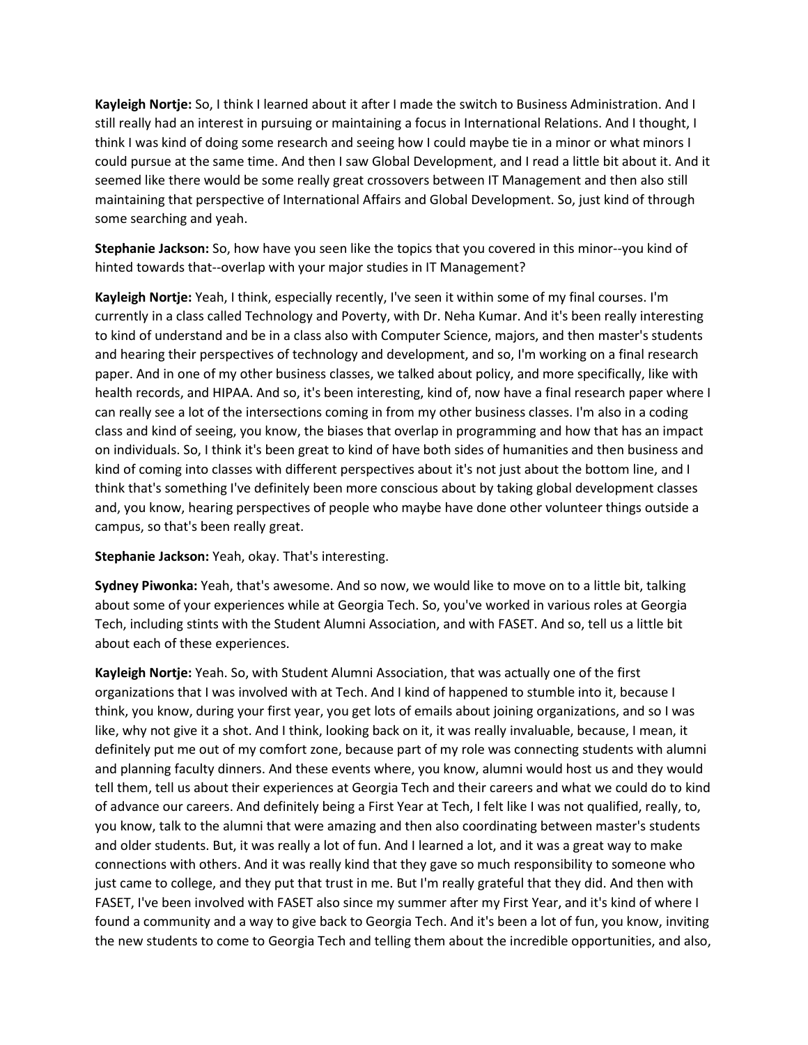**Kayleigh Nortje:** So, I think I learned about it after I made the switch to Business Administration. And I still really had an interest in pursuing or maintaining a focus in International Relations. And I thought, I think I was kind of doing some research and seeing how I could maybe tie in a minor or what minors I could pursue at the same time. And then I saw Global Development, and I read a little bit about it. And it seemed like there would be some really great crossovers between IT Management and then also still maintaining that perspective of International Affairs and Global Development. So, just kind of through some searching and yeah.

**Stephanie Jackson:** So, how have you seen like the topics that you covered in this minor--you kind of hinted towards that--overlap with your major studies in IT Management?

**Kayleigh Nortje:** Yeah, I think, especially recently, I've seen it within some of my final courses. I'm currently in a class called Technology and Poverty, with Dr. Neha Kumar. And it's been really interesting to kind of understand and be in a class also with Computer Science, majors, and then master's students and hearing their perspectives of technology and development, and so, I'm working on a final research paper. And in one of my other business classes, we talked about policy, and more specifically, like with health records, and HIPAA. And so, it's been interesting, kind of, now have a final research paper where I can really see a lot of the intersections coming in from my other business classes. I'm also in a coding class and kind of seeing, you know, the biases that overlap in programming and how that has an impact on individuals. So, I think it's been great to kind of have both sides of humanities and then business and kind of coming into classes with different perspectives about it's not just about the bottom line, and I think that's something I've definitely been more conscious about by taking global development classes and, you know, hearing perspectives of people who maybe have done other volunteer things outside a campus, so that's been really great.

**Stephanie Jackson:** Yeah, okay. That's interesting.

**Sydney Piwonka:** Yeah, that's awesome. And so now, we would like to move on to a little bit, talking about some of your experiences while at Georgia Tech. So, you've worked in various roles at Georgia Tech, including stints with the Student Alumni Association, and with FASET. And so, tell us a little bit about each of these experiences.

**Kayleigh Nortje:** Yeah. So, with Student Alumni Association, that was actually one of the first organizations that I was involved with at Tech. And I kind of happened to stumble into it, because I think, you know, during your first year, you get lots of emails about joining organizations, and so I was like, why not give it a shot. And I think, looking back on it, it was really invaluable, because, I mean, it definitely put me out of my comfort zone, because part of my role was connecting students with alumni and planning faculty dinners. And these events where, you know, alumni would host us and they would tell them, tell us about their experiences at Georgia Tech and their careers and what we could do to kind of advance our careers. And definitely being a First Year at Tech, I felt like I was not qualified, really, to, you know, talk to the alumni that were amazing and then also coordinating between master's students and older students. But, it was really a lot of fun. And I learned a lot, and it was a great way to make connections with others. And it was really kind that they gave so much responsibility to someone who just came to college, and they put that trust in me. But I'm really grateful that they did. And then with FASET, I've been involved with FASET also since my summer after my First Year, and it's kind of where I found a community and a way to give back to Georgia Tech. And it's been a lot of fun, you know, inviting the new students to come to Georgia Tech and telling them about the incredible opportunities, and also,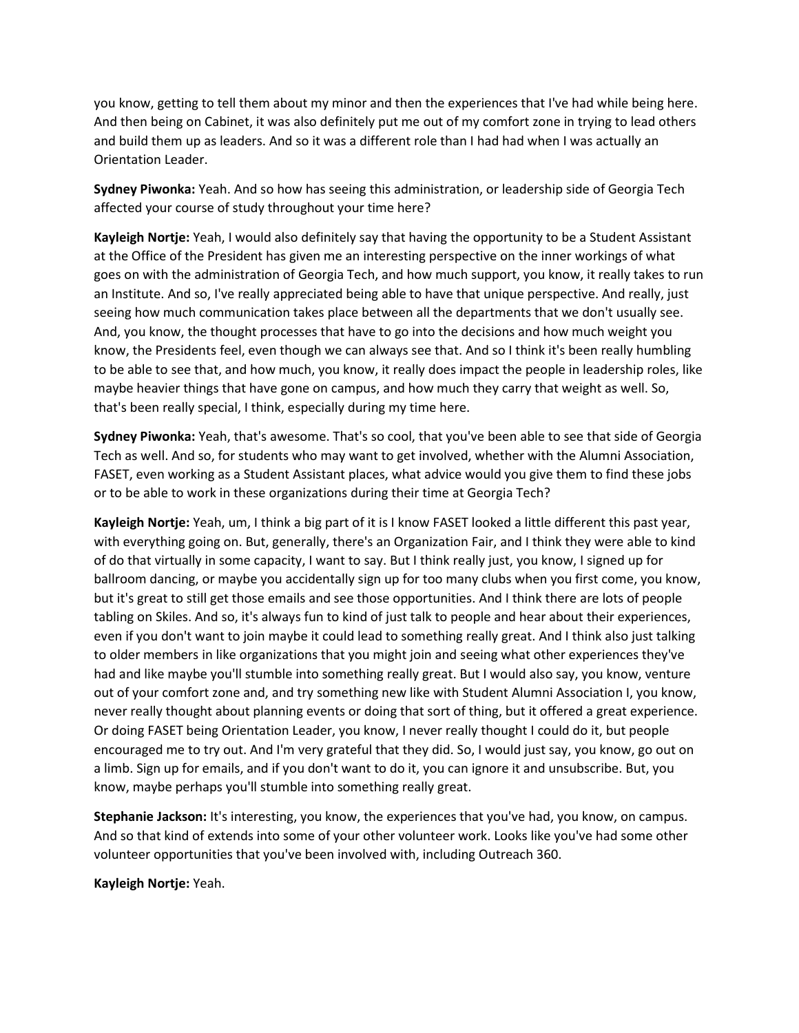you know, getting to tell them about my minor and then the experiences that I've had while being here. And then being on Cabinet, it was also definitely put me out of my comfort zone in trying to lead others and build them up as leaders. And so it was a different role than I had had when I was actually an Orientation Leader.

**Sydney Piwonka:** Yeah. And so how has seeing this administration, or leadership side of Georgia Tech affected your course of study throughout your time here?

**Kayleigh Nortje:** Yeah, I would also definitely say that having the opportunity to be a Student Assistant at the Office of the President has given me an interesting perspective on the inner workings of what goes on with the administration of Georgia Tech, and how much support, you know, it really takes to run an Institute. And so, I've really appreciated being able to have that unique perspective. And really, just seeing how much communication takes place between all the departments that we don't usually see. And, you know, the thought processes that have to go into the decisions and how much weight you know, the Presidents feel, even though we can always see that. And so I think it's been really humbling to be able to see that, and how much, you know, it really does impact the people in leadership roles, like maybe heavier things that have gone on campus, and how much they carry that weight as well. So, that's been really special, I think, especially during my time here.

**Sydney Piwonka:** Yeah, that's awesome. That's so cool, that you've been able to see that side of Georgia Tech as well. And so, for students who may want to get involved, whether with the Alumni Association, FASET, even working as a Student Assistant places, what advice would you give them to find these jobs or to be able to work in these organizations during their time at Georgia Tech?

**Kayleigh Nortje:** Yeah, um, I think a big part of it is I know FASET looked a little different this past year, with everything going on. But, generally, there's an Organization Fair, and I think they were able to kind of do that virtually in some capacity, I want to say. But I think really just, you know, I signed up for ballroom dancing, or maybe you accidentally sign up for too many clubs when you first come, you know, but it's great to still get those emails and see those opportunities. And I think there are lots of people tabling on Skiles. And so, it's always fun to kind of just talk to people and hear about their experiences, even if you don't want to join maybe it could lead to something really great. And I think also just talking to older members in like organizations that you might join and seeing what other experiences they've had and like maybe you'll stumble into something really great. But I would also say, you know, venture out of your comfort zone and, and try something new like with Student Alumni Association I, you know, never really thought about planning events or doing that sort of thing, but it offered a great experience. Or doing FASET being Orientation Leader, you know, I never really thought I could do it, but people encouraged me to try out. And I'm very grateful that they did. So, I would just say, you know, go out on a limb. Sign up for emails, and if you don't want to do it, you can ignore it and unsubscribe. But, you know, maybe perhaps you'll stumble into something really great.

**Stephanie Jackson:** It's interesting, you know, the experiences that you've had, you know, on campus. And so that kind of extends into some of your other volunteer work. Looks like you've had some other volunteer opportunities that you've been involved with, including Outreach 360.

**Kayleigh Nortje:** Yeah.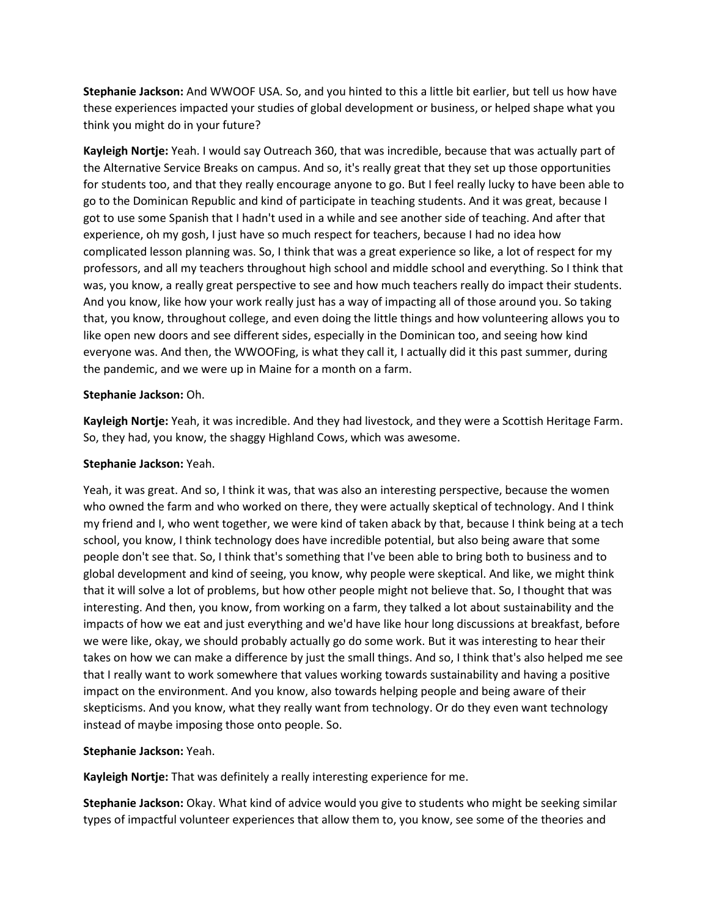**Stephanie Jackson:** And WWOOF USA. So, and you hinted to this a little bit earlier, but tell us how have these experiences impacted your studies of global development or business, or helped shape what you think you might do in your future?

**Kayleigh Nortje:** Yeah. I would say Outreach 360, that was incredible, because that was actually part of the Alternative Service Breaks on campus. And so, it's really great that they set up those opportunities for students too, and that they really encourage anyone to go. But I feel really lucky to have been able to go to the Dominican Republic and kind of participate in teaching students. And it was great, because I got to use some Spanish that I hadn't used in a while and see another side of teaching. And after that experience, oh my gosh, I just have so much respect for teachers, because I had no idea how complicated lesson planning was. So, I think that was a great experience so like, a lot of respect for my professors, and all my teachers throughout high school and middle school and everything. So I think that was, you know, a really great perspective to see and how much teachers really do impact their students. And you know, like how your work really just has a way of impacting all of those around you. So taking that, you know, throughout college, and even doing the little things and how volunteering allows you to like open new doors and see different sides, especially in the Dominican too, and seeing how kind everyone was. And then, the WWOOFing, is what they call it, I actually did it this past summer, during the pandemic, and we were up in Maine for a month on a farm.

**Stephanie Jackson:** Oh.

**Kayleigh Nortje:** Yeah, it was incredible. And they had livestock, and they were a Scottish Heritage Farm. So, they had, you know, the shaggy Highland Cows, which was awesome.

**Stephanie Jackson:** Yeah.

Yeah, it was great. And so, I think it was, that was also an interesting perspective, because the women who owned the farm and who worked on there, they were actually skeptical of technology. And I think my friend and I, who went together, we were kind of taken aback by that, because I think being at a tech school, you know, I think technology does have incredible potential, but also being aware that some people don't see that. So, I think that's something that I've been able to bring both to business and to global development and kind of seeing, you know, why people were skeptical. And like, we might think that it will solve a lot of problems, but how other people might not believe that. So, I thought that was interesting. And then, you know, from working on a farm, they talked a lot about sustainability and the impacts of how we eat and just everything and we'd have like hour long discussions at breakfast, before we were like, okay, we should probably actually go do some work. But it was interesting to hear their takes on how we can make a difference by just the small things. And so, I think that's also helped me see that I really want to work somewhere that values working towards sustainability and having a positive impact on the environment. And you know, also towards helping people and being aware of their skepticisms. And you know, what they really want from technology. Or do they even want technology instead of maybe imposing those onto people. So.

**Stephanie Jackson:** Yeah.

**Kayleigh Nortje:** That was definitely a really interesting experience for me.

**Stephanie Jackson:** Okay. What kind of advice would you give to students who might be seeking similar types of impactful volunteer experiences that allow them to, you know, see some of the theories and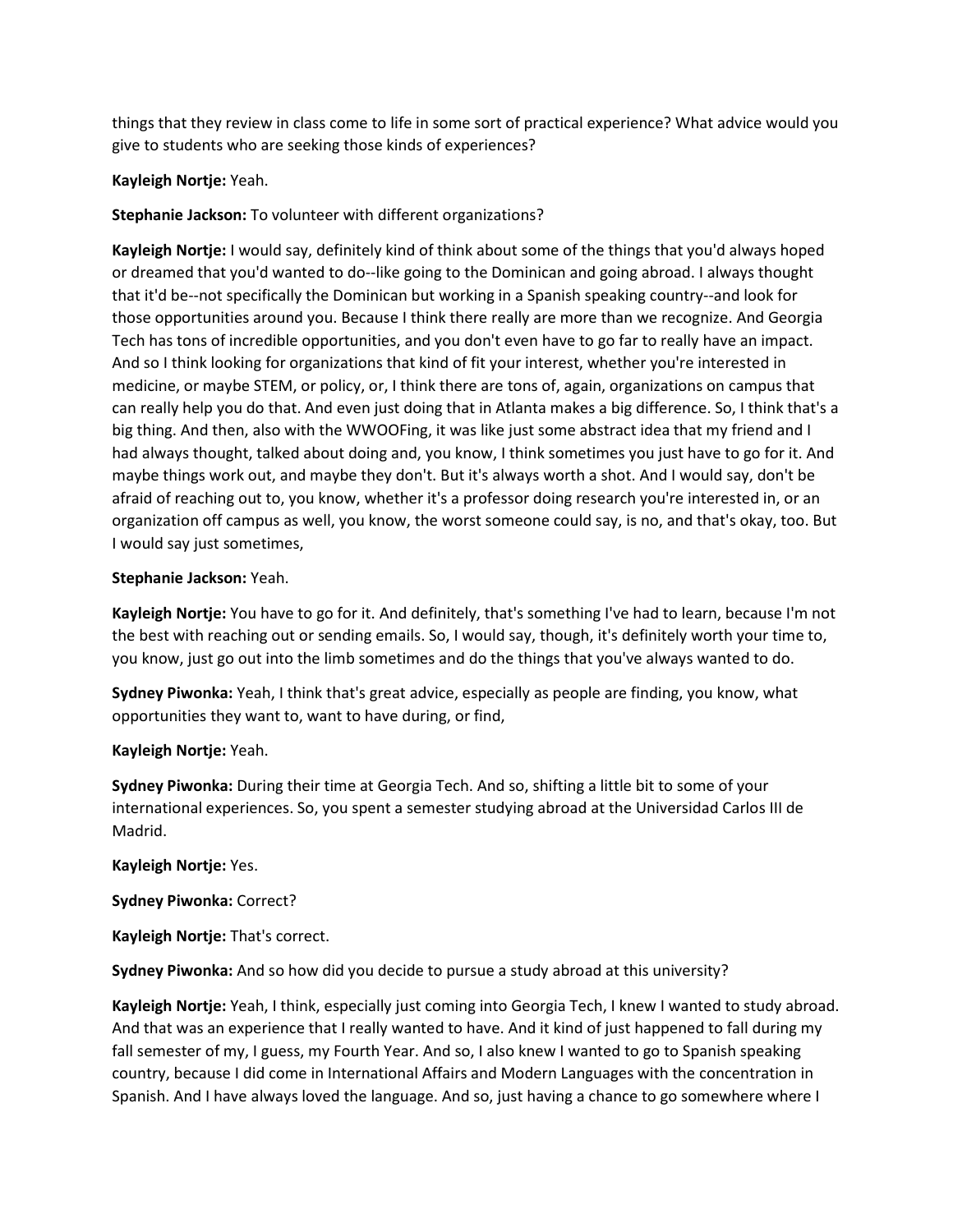things that they review in class come to life in some sort of practical experience? What advice would you give to students who are seeking those kinds of experiences?

**Kayleigh Nortje:** Yeah.

**Stephanie Jackson:** To volunteer with different organizations?

**Kayleigh Nortje:** I would say, definitely kind of think about some of the things that you'd always hoped or dreamed that you'd wanted to do--like going to the Dominican and going abroad. I always thought that it'd be--not specifically the Dominican but working in a Spanish speaking country--and look for those opportunities around you. Because I think there really are more than we recognize. And Georgia Tech has tons of incredible opportunities, and you don't even have to go far to really have an impact. And so I think looking for organizations that kind of fit your interest, whether you're interested in medicine, or maybe STEM, or policy, or, I think there are tons of, again, organizations on campus that can really help you do that. And even just doing that in Atlanta makes a big difference. So, I think that's a big thing. And then, also with the WWOOFing, it was like just some abstract idea that my friend and I had always thought, talked about doing and, you know, I think sometimes you just have to go for it. And maybe things work out, and maybe they don't. But it's always worth a shot. And I would say, don't be afraid of reaching out to, you know, whether it's a professor doing research you're interested in, or an organization off campus as well, you know, the worst someone could say, is no, and that's okay, too. But I would say just sometimes,

**Stephanie Jackson:** Yeah.

**Kayleigh Nortje:** You have to go for it. And definitely, that's something I've had to learn, because I'm not the best with reaching out or sending emails. So, I would say, though, it's definitely worth your time to, you know, just go out into the limb sometimes and do the things that you've always wanted to do.

**Sydney Piwonka:** Yeah, I think that's great advice, especially as people are finding, you know, what opportunities they want to, want to have during, or find,

**Kayleigh Nortje:** Yeah.

**Sydney Piwonka:** During their time at Georgia Tech. And so, shifting a little bit to some of your international experiences. So, you spent a semester studying abroad at the Universidad Carlos III de Madrid.

**Kayleigh Nortje:** Yes.

**Sydney Piwonka:** Correct?

**Kayleigh Nortje:** That's correct.

**Sydney Piwonka:** And so how did you decide to pursue a study abroad at this university?

**Kayleigh Nortje:** Yeah, I think, especially just coming into Georgia Tech, I knew I wanted to study abroad. And that was an experience that I really wanted to have. And it kind of just happened to fall during my fall semester of my, I guess, my Fourth Year. And so, I also knew I wanted to go to Spanish speaking country, because I did come in International Affairs and Modern Languages with the concentration in Spanish. And I have always loved the language. And so, just having a chance to go somewhere where I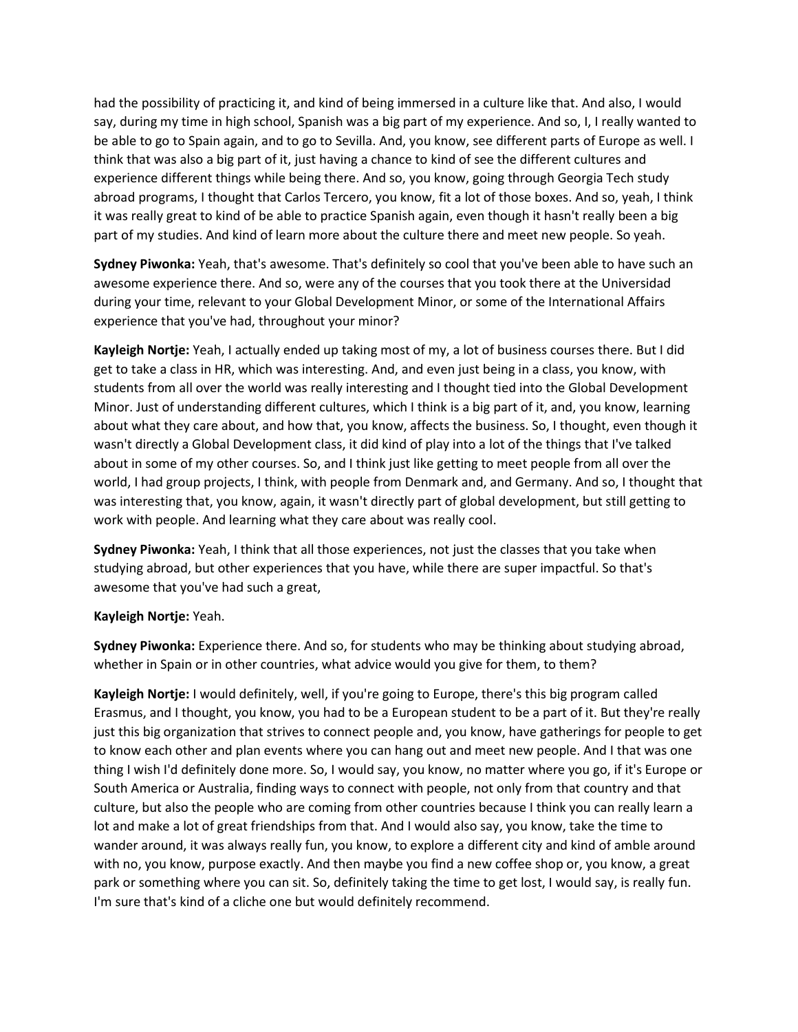had the possibility of practicing it, and kind of being immersed in a culture like that. And also, I would say, during my time in high school, Spanish was a big part of my experience. And so, I, I really wanted to be able to go to Spain again, and to go to Sevilla. And, you know, see different parts of Europe as well. I think that was also a big part of it, just having a chance to kind of see the different cultures and experience different things while being there. And so, you know, going through Georgia Tech study abroad programs, I thought that Carlos Tercero, you know, fit a lot of those boxes. And so, yeah, I think it was really great to kind of be able to practice Spanish again, even though it hasn't really been a big part of my studies. And kind of learn more about the culture there and meet new people. So yeah.

**Sydney Piwonka:** Yeah, that's awesome. That's definitely so cool that you've been able to have such an awesome experience there. And so, were any of the courses that you took there at the Universidad during your time, relevant to your Global Development Minor, or some of the International Affairs experience that you've had, throughout your minor?

**Kayleigh Nortje:** Yeah, I actually ended up taking most of my, a lot of business courses there. But I did get to take a class in HR, which was interesting. And, and even just being in a class, you know, with students from all over the world was really interesting and I thought tied into the Global Development Minor. Just of understanding different cultures, which I think is a big part of it, and, you know, learning about what they care about, and how that, you know, affects the business. So, I thought, even though it wasn't directly a Global Development class, it did kind of play into a lot of the things that I've talked about in some of my other courses. So, and I think just like getting to meet people from all over the world, I had group projects, I think, with people from Denmark and, and Germany. And so, I thought that was interesting that, you know, again, it wasn't directly part of global development, but still getting to work with people. And learning what they care about was really cool.

**Sydney Piwonka:** Yeah, I think that all those experiences, not just the classes that you take when studying abroad, but other experiences that you have, while there are super impactful. So that's awesome that you've had such a great,

**Kayleigh Nortje:** Yeah.

**Sydney Piwonka:** Experience there. And so, for students who may be thinking about studying abroad, whether in Spain or in other countries, what advice would you give for them, to them?

**Kayleigh Nortje:** I would definitely, well, if you're going to Europe, there's this big program called Erasmus, and I thought, you know, you had to be a European student to be a part of it. But they're really just this big organization that strives to connect people and, you know, have gatherings for people to get to know each other and plan events where you can hang out and meet new people. And I that was one thing I wish I'd definitely done more. So, I would say, you know, no matter where you go, if it's Europe or South America or Australia, finding ways to connect with people, not only from that country and that culture, but also the people who are coming from other countries because I think you can really learn a lot and make a lot of great friendships from that. And I would also say, you know, take the time to wander around, it was always really fun, you know, to explore a different city and kind of amble around with no, you know, purpose exactly. And then maybe you find a new coffee shop or, you know, a great park or something where you can sit. So, definitely taking the time to get lost, I would say, is really fun. I'm sure that's kind of a cliche one but would definitely recommend.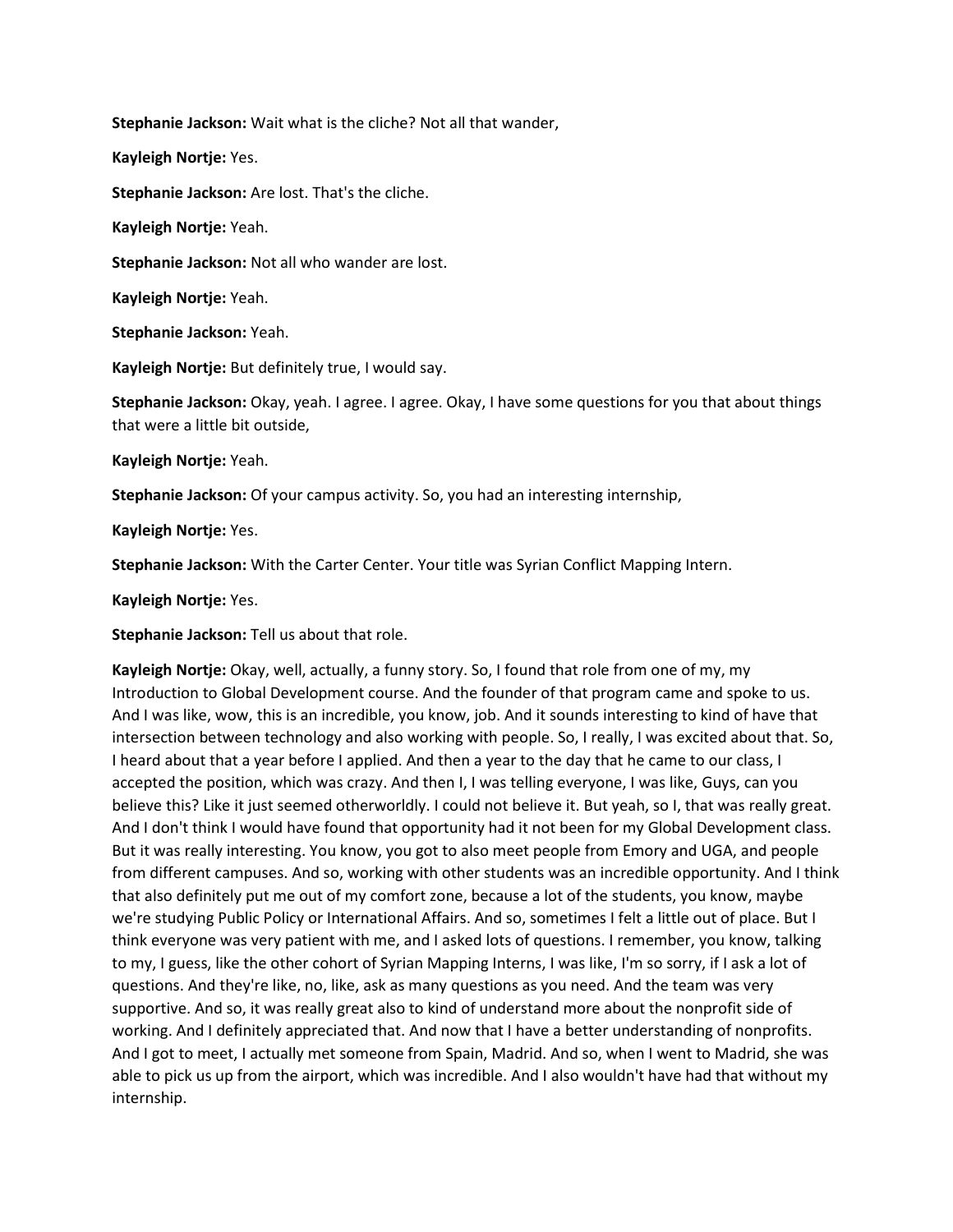**Stephanie Jackson:** Wait what is the cliche? Not all that wander,

**Kayleigh Nortje:** Yes.

**Stephanie Jackson:** Are lost. That's the cliche.

**Kayleigh Nortje:** Yeah.

**Stephanie Jackson:** Not all who wander are lost.

**Kayleigh Nortje:** Yeah.

**Stephanie Jackson:** Yeah.

**Kayleigh Nortje:** But definitely true, I would say.

**Stephanie Jackson:** Okay, yeah. I agree. I agree. Okay, I have some questions for you that about things that were a little bit outside,

**Kayleigh Nortje:** Yeah.

**Stephanie Jackson:** Of your campus activity. So, you had an interesting internship,

**Kayleigh Nortje:** Yes.

**Stephanie Jackson:** With the Carter Center. Your title was Syrian Conflict Mapping Intern.

**Kayleigh Nortje:** Yes.

**Stephanie Jackson:** Tell us about that role.

**Kayleigh Nortje:** Okay, well, actually, a funny story. So, I found that role from one of my, my Introduction to Global Development course. And the founder of that program came and spoke to us. And I was like, wow, this is an incredible, you know, job. And it sounds interesting to kind of have that intersection between technology and also working with people. So, I really, I was excited about that. So, I heard about that a year before I applied. And then a year to the day that he came to our class, I accepted the position, which was crazy. And then I, I was telling everyone, I was like, Guys, can you believe this? Like it just seemed otherworldly. I could not believe it. But yeah, so I, that was really great. And I don't think I would have found that opportunity had it not been for my Global Development class. But it was really interesting. You know, you got to also meet people from Emory and UGA, and people from different campuses. And so, working with other students was an incredible opportunity. And I think that also definitely put me out of my comfort zone, because a lot of the students, you know, maybe we're studying Public Policy or International Affairs. And so, sometimes I felt a little out of place. But I think everyone was very patient with me, and I asked lots of questions. I remember, you know, talking to my, I guess, like the other cohort of Syrian Mapping Interns, I was like, I'm so sorry, if I ask a lot of questions. And they're like, no, like, ask as many questions as you need. And the team was very supportive. And so, it was really great also to kind of understand more about the nonprofit side of working. And I definitely appreciated that. And now that I have a better understanding of nonprofits. And I got to meet, I actually met someone from Spain, Madrid. And so, when I went to Madrid, she was able to pick us up from the airport, which was incredible. And I also wouldn't have had that without my internship.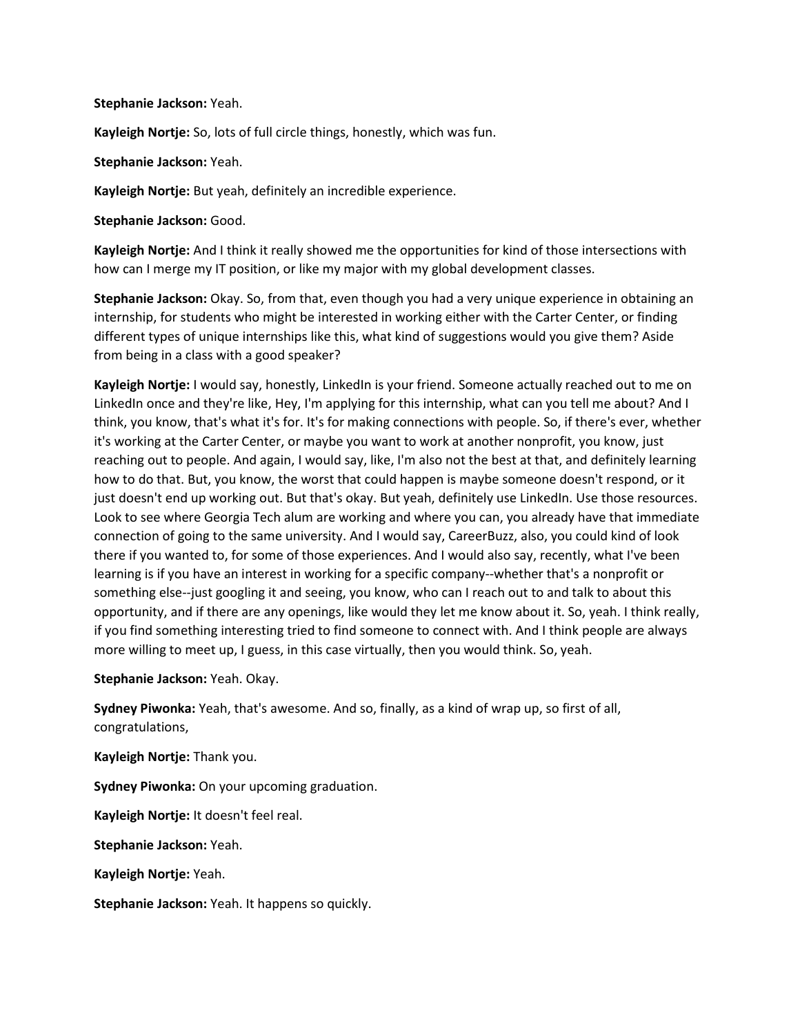**Stephanie Jackson:** Yeah.

**Kayleigh Nortje:** So, lots of full circle things, honestly, which was fun.

**Stephanie Jackson:** Yeah.

**Kayleigh Nortje:** But yeah, definitely an incredible experience.

**Stephanie Jackson:** Good.

**Kayleigh Nortje:** And I think it really showed me the opportunities for kind of those intersections with how can I merge my IT position, or like my major with my global development classes.

**Stephanie Jackson:** Okay. So, from that, even though you had a very unique experience in obtaining an internship, for students who might be interested in working either with the Carter Center, or finding different types of unique internships like this, what kind of suggestions would you give them? Aside from being in a class with a good speaker?

**Kayleigh Nortje:** I would say, honestly, LinkedIn is your friend. Someone actually reached out to me on LinkedIn once and they're like, Hey, I'm applying for this internship, what can you tell me about? And I think, you know, that's what it's for. It's for making connections with people. So, if there's ever, whether it's working at the Carter Center, or maybe you want to work at another nonprofit, you know, just reaching out to people. And again, I would say, like, I'm also not the best at that, and definitely learning how to do that. But, you know, the worst that could happen is maybe someone doesn't respond, or it just doesn't end up working out. But that's okay. But yeah, definitely use LinkedIn. Use those resources. Look to see where Georgia Tech alum are working and where you can, you already have that immediate connection of going to the same university. And I would say, CareerBuzz, also, you could kind of look there if you wanted to, for some of those experiences. And I would also say, recently, what I've been learning is if you have an interest in working for a specific company--whether that's a nonprofit or something else--just googling it and seeing, you know, who can I reach out to and talk to about this opportunity, and if there are any openings, like would they let me know about it. So, yeah. I think really, if you find something interesting tried to find someone to connect with. And I think people are always more willing to meet up, I guess, in this case virtually, then you would think. So, yeah.

**Stephanie Jackson:** Yeah. Okay.

**Sydney Piwonka:** Yeah, that's awesome. And so, finally, as a kind of wrap up, so first of all, congratulations,

**Kayleigh Nortje:** Thank you.

**Sydney Piwonka:** On your upcoming graduation.

**Kayleigh Nortje:** It doesn't feel real.

**Stephanie Jackson:** Yeah.

**Kayleigh Nortje:** Yeah.

**Stephanie Jackson:** Yeah. It happens so quickly.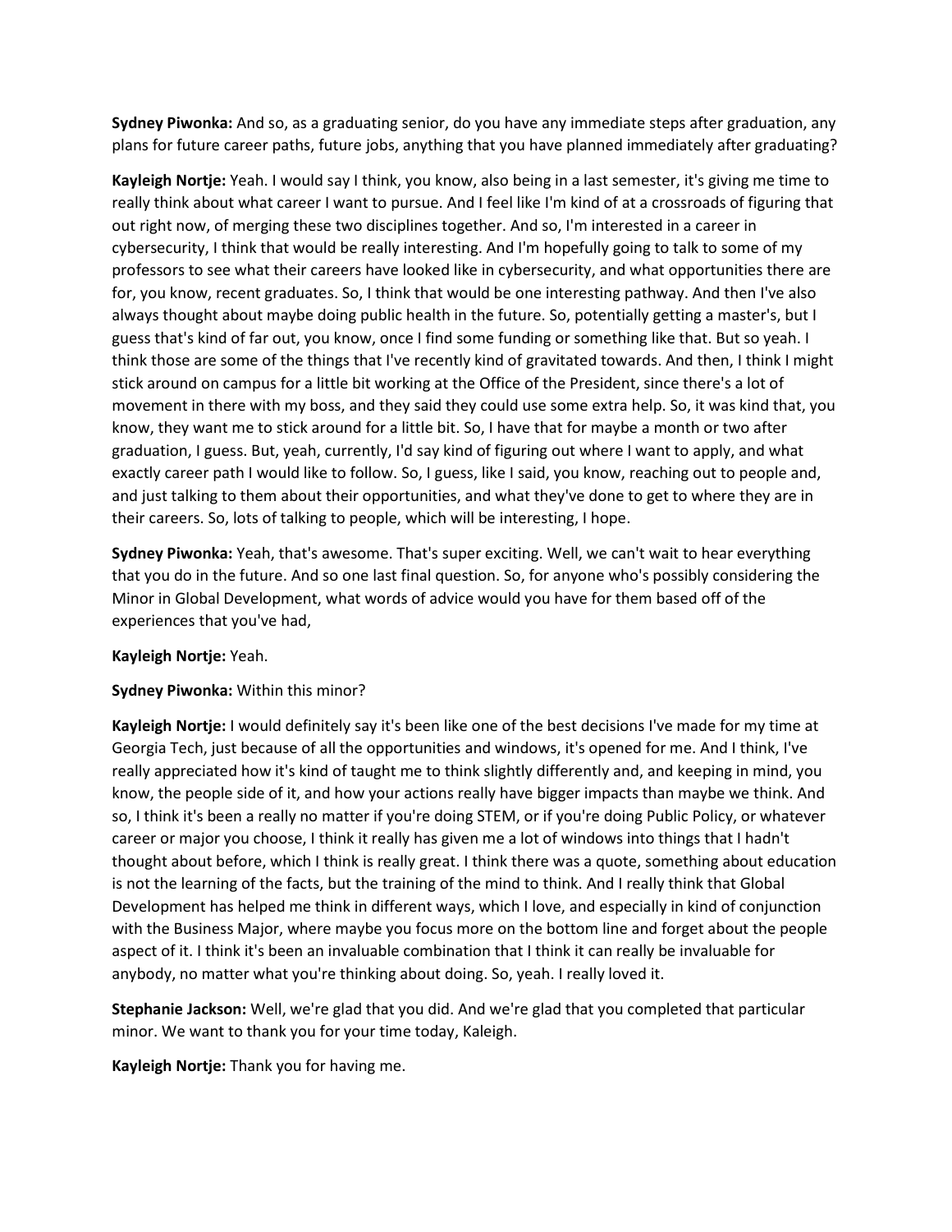**Sydney Piwonka:** And so, as a graduating senior, do you have any immediate steps after graduation, any plans for future career paths, future jobs, anything that you have planned immediately after graduating?

**Kayleigh Nortje:** Yeah. I would say I think, you know, also being in a last semester, it's giving me time to really think about what career I want to pursue. And I feel like I'm kind of at a crossroads of figuring that out right now, of merging these two disciplines together. And so, I'm interested in a career in cybersecurity, I think that would be really interesting. And I'm hopefully going to talk to some of my professors to see what their careers have looked like in cybersecurity, and what opportunities there are for, you know, recent graduates. So, I think that would be one interesting pathway. And then I've also always thought about maybe doing public health in the future. So, potentially getting a master's, but I guess that's kind of far out, you know, once I find some funding or something like that. But so yeah. I think those are some of the things that I've recently kind of gravitated towards. And then, I think I might stick around on campus for a little bit working at the Office of the President, since there's a lot of movement in there with my boss, and they said they could use some extra help. So, it was kind that, you know, they want me to stick around for a little bit. So, I have that for maybe a month or two after graduation, I guess. But, yeah, currently, I'd say kind of figuring out where I want to apply, and what exactly career path I would like to follow. So, I guess, like I said, you know, reaching out to people and, and just talking to them about their opportunities, and what they've done to get to where they are in their careers. So, lots of talking to people, which will be interesting, I hope.

**Sydney Piwonka:** Yeah, that's awesome. That's super exciting. Well, we can't wait to hear everything that you do in the future. And so one last final question. So, for anyone who's possibly considering the Minor in Global Development, what words of advice would you have for them based off of the experiences that you've had,

**Kayleigh Nortje:** Yeah.

**Sydney Piwonka:** Within this minor?

**Kayleigh Nortje:** I would definitely say it's been like one of the best decisions I've made for my time at Georgia Tech, just because of all the opportunities and windows, it's opened for me. And I think, I've really appreciated how it's kind of taught me to think slightly differently and, and keeping in mind, you know, the people side of it, and how your actions really have bigger impacts than maybe we think. And so, I think it's been a really no matter if you're doing STEM, or if you're doing Public Policy, or whatever career or major you choose, I think it really has given me a lot of windows into things that I hadn't thought about before, which I think is really great. I think there was a quote, something about education is not the learning of the facts, but the training of the mind to think. And I really think that Global Development has helped me think in different ways, which I love, and especially in kind of conjunction with the Business Major, where maybe you focus more on the bottom line and forget about the people aspect of it. I think it's been an invaluable combination that I think it can really be invaluable for anybody, no matter what you're thinking about doing. So, yeah. I really loved it.

**Stephanie Jackson:** Well, we're glad that you did. And we're glad that you completed that particular minor. We want to thank you for your time today, Kaleigh.

**Kayleigh Nortje:** Thank you for having me.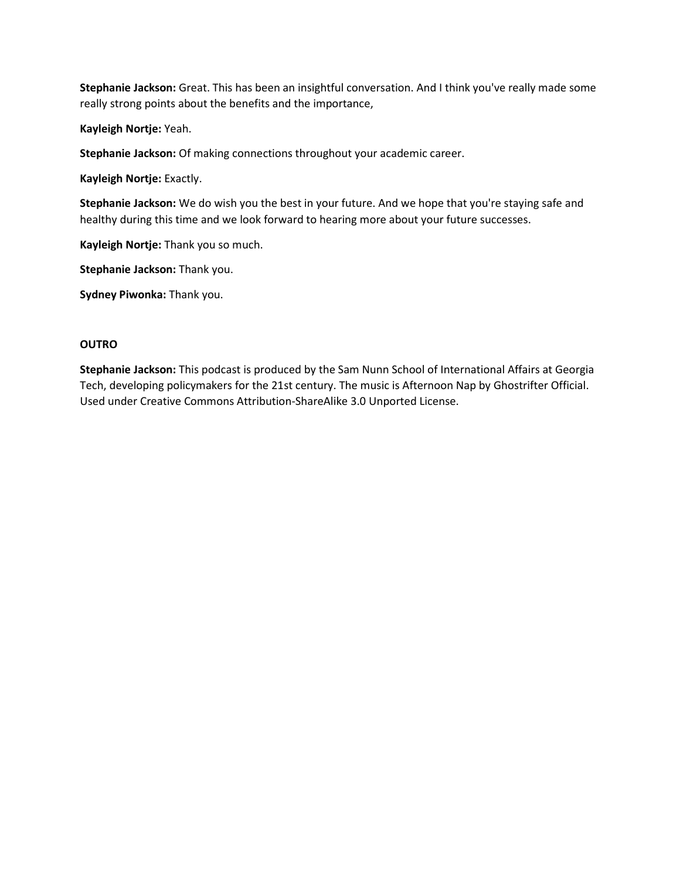**Stephanie Jackson:** Great. This has been an insightful conversation. And I think you've really made some really strong points about the benefits and the importance,

**Kayleigh Nortje:** Yeah.

**Stephanie Jackson:** Of making connections throughout your academic career.

**Kayleigh Nortje:** Exactly.

**Stephanie Jackson:** We do wish you the best in your future. And we hope that you're staying safe and healthy during this time and we look forward to hearing more about your future successes.

**Kayleigh Nortje:** Thank you so much.

**Stephanie Jackson:** Thank you.

**Sydney Piwonka:** Thank you.

**OUTRO**

**Stephanie Jackson:** This podcast is produced by the Sam Nunn School of International Affairs at Georgia Tech, developing policymakers for the 21st century. The music is Afternoon Nap by Ghostrifter Official. Used under Creative Commons Attribution-ShareAlike 3.0 Unported License.